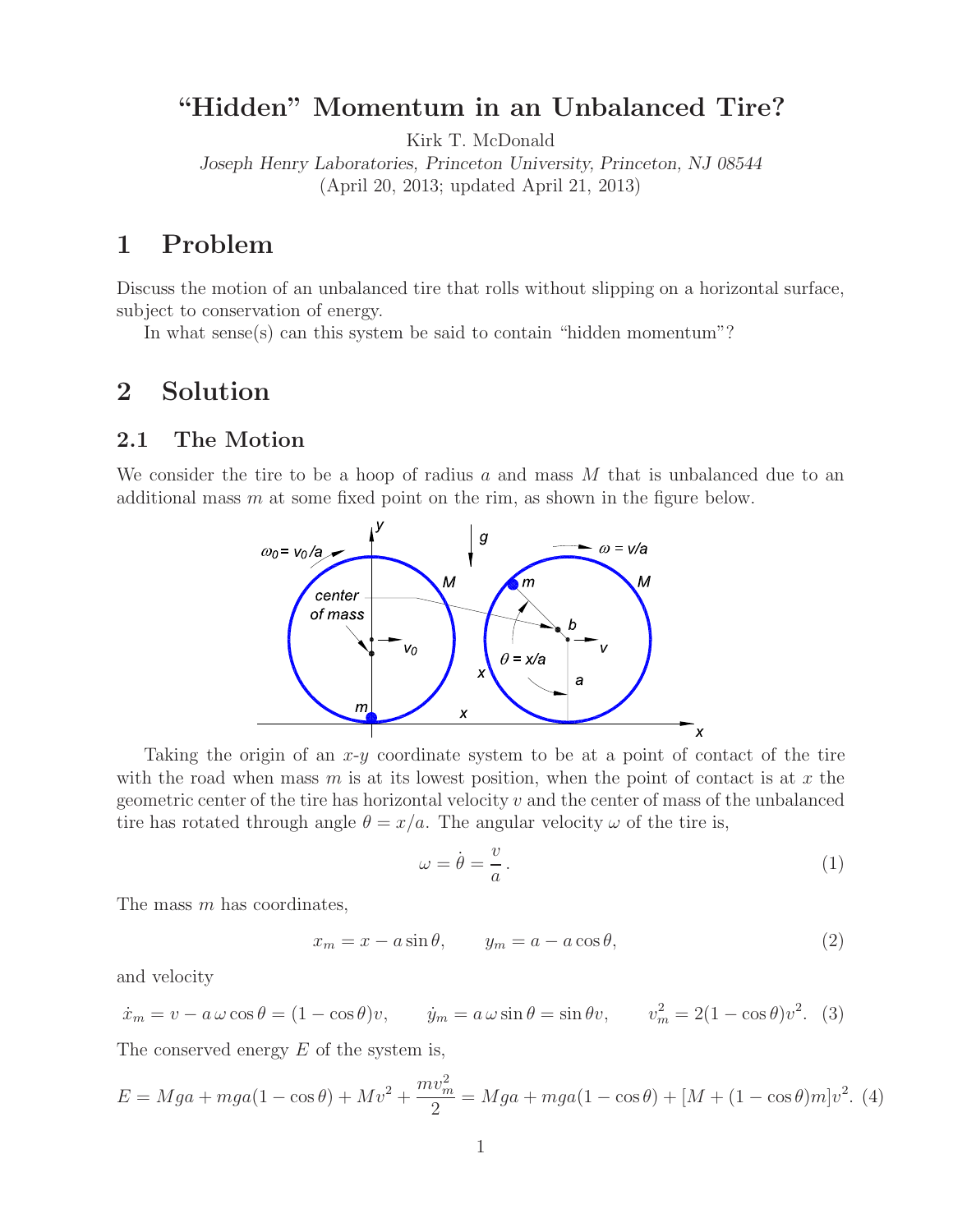# “Hidden” Momentum in an Unbalanced Tire?

Kirk T. McDonald

*Joseph Henry Laboratories, Princeton University, Princeton, NJ 08544*

(April 20, 2013; updated April 21, 2013)

## 1 Problem

Discuss the motion of an unbalanced tire that rolls without slipping on a horizontal surface, subject to conservation of energy.

In what sense(s) can this system be said to contain “hidden momentum”?

## 2 Solution

### 2.1 The Motion

We consider the tire to be a hoop of radius $a$ and mass $M$ that is unbalanced due to an additional mass $m$ at some fixed point on the rim, as shown in the figure below.

Taking the origin of an $x$-$y$ coordinate system to be at a point of contact of the tire with the road when mass $m$ is at its lowest position, when the point of contact is at $x$ the geometric center of the tire has horizontal velocity $v$ and the center of mass of the unbalanced tire has rotated through angle $\theta = x/a$. The angular velocity $\omega$ of the tire is,

$$\omega = \dot{\theta} = \frac{v}{a}\,. \tag{1}$$

The mass $m$ has coordinates,

$$x_m = x - a\sin\theta, \qquad y_m = a - a\cos\theta, \tag{2}$$

and velocity

$$\dot{x}_m = v - a\,\omega\cos\theta = (1-\cos\theta)v, \qquad \dot{y}_m = a\,\omega\sin\theta = \sin\theta v, \qquad v_m^2 = 2(1-\cos\theta)v^2. \tag{3}$$

The conserved energy $E$ of the system is,

$$E = Mga + mga(1-\cos\theta) + Mv^2 + \frac{mv_m^2}{2} = Mga + mga(1-\cos\theta) + [M + (1-\cos\theta)m]v^2. \tag{4}$$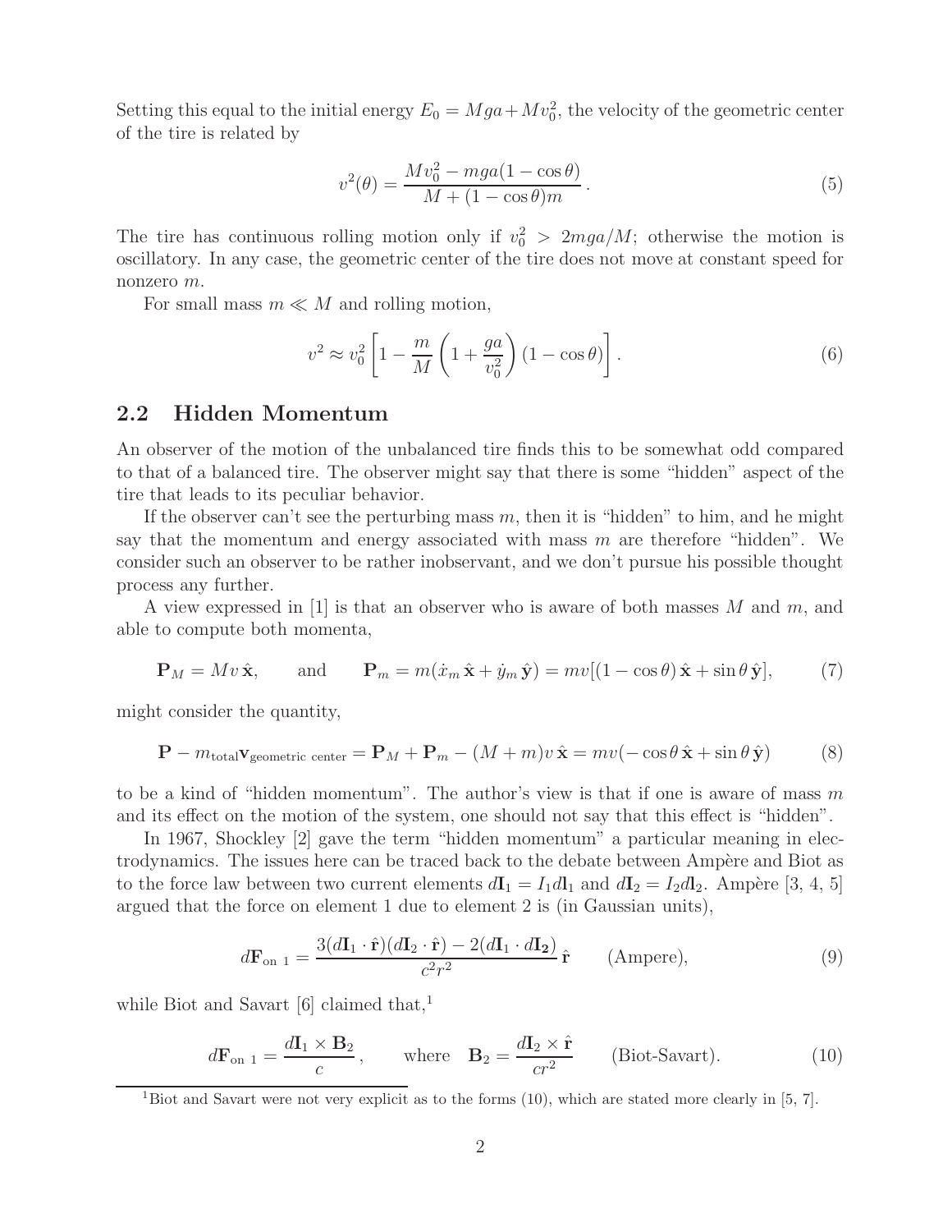Setting this equal to the initial energy $E_0 = Mga + Mv_0^2$, the velocity of the geometric center of the tire is related by

$$v^2(\theta) = \frac{Mv_0^2 - mga(1 - \cos\theta)}{M + (1 - \cos\theta)m}\,. \tag{5}$$

The tire has continuous rolling motion only if $v_0^2 > 2mga/M$; otherwise the motion is oscillatory. In any case, the geometric center of the tire does not move at constant speed for nonzero $m$.

For small mass $m \ll M$ and rolling motion,

$$v^2 \approx v_0^2 \left[1 - \frac{m}{M}\left(1 + \frac{ga}{v_0^2}\right)(1 - \cos\theta)\right]. \tag{6}$$

## 2.2 Hidden Momentum

An observer of the motion of the unbalanced tire finds this to be somewhat odd compared to that of a balanced tire. The observer might say that there is some "hidden" aspect of the tire that leads to its peculiar behavior.

If the observer can't see the perturbing mass $m$, then it is "hidden" to him, and he might say that the momentum and energy associated with mass $m$ are therefore "hidden". We consider such an observer to be rather inobservant, and we don't pursue his possible thought process any further.

A view expressed in [1] is that an observer who is aware of both masses $M$ and $m$, and able to compute both momenta,

$$\mathbf{P}_M = Mv\,\hat{\mathbf{x}}, \qquad \text{and} \qquad \mathbf{P}_m = m(\dot{x}_m\,\hat{\mathbf{x}} + \dot{y}_m\,\hat{\mathbf{y}}) = mv[(1 - \cos\theta)\,\hat{\mathbf{x}} + \sin\theta\,\hat{\mathbf{y}}], \tag{7}$$

might consider the quantity,

$$\mathbf{P} - m_{\rm total}\mathbf{v}_{\rm geometric\ center} = \mathbf{P}_M + \mathbf{P}_m - (M + m)v\,\hat{\mathbf{x}} = mv(-\cos\theta\,\hat{\mathbf{x}} + \sin\theta\,\hat{\mathbf{y}}) \tag{8}$$

to be a kind of "hidden momentum". The author's view is that if one is aware of mass $m$ and its effect on the motion of the system, one should not say that this effect is "hidden".

In 1967, Shockley [2] gave the term "hidden momentum" a particular meaning in electrodynamics. The issues here can be traced back to the debate between Ampère and Biot as to the force law between two current elements $d\mathbf{I}_1 = I_1 d\mathbf{l}_1$ and $d\mathbf{I}_2 = I_2 d\mathbf{l}_2$. Ampère [3, 4, 5] argued that the force on element 1 due to element 2 is (in Gaussian units),

$$d\mathbf{F}_{\rm on\ 1} = \frac{3(d\mathbf{I}_1 \cdot \hat{\mathbf{r}})(d\mathbf{I}_2 \cdot \hat{\mathbf{r}}) - 2(d\mathbf{I}_1 \cdot d\mathbf{I}_2)}{c^2 r^2}\,\hat{\mathbf{r}} \qquad \text{(Ampere)}, \tag{9}$$

while Biot and Savart [6] claimed that,[1]

$$d\mathbf{F}_{\rm on\ 1} = \frac{d\mathbf{I}_1 \times \mathbf{B}_2}{c}\,, \qquad \text{where} \quad \mathbf{B}_2 = \frac{d\mathbf{I}_2 \times \hat{\mathbf{r}}}{cr^2} \qquad \text{(Biot-Savart)}. \tag{10}$$

[1] Biot and Savart were not very explicit as to the forms (10), which are stated more clearly in [5, 7].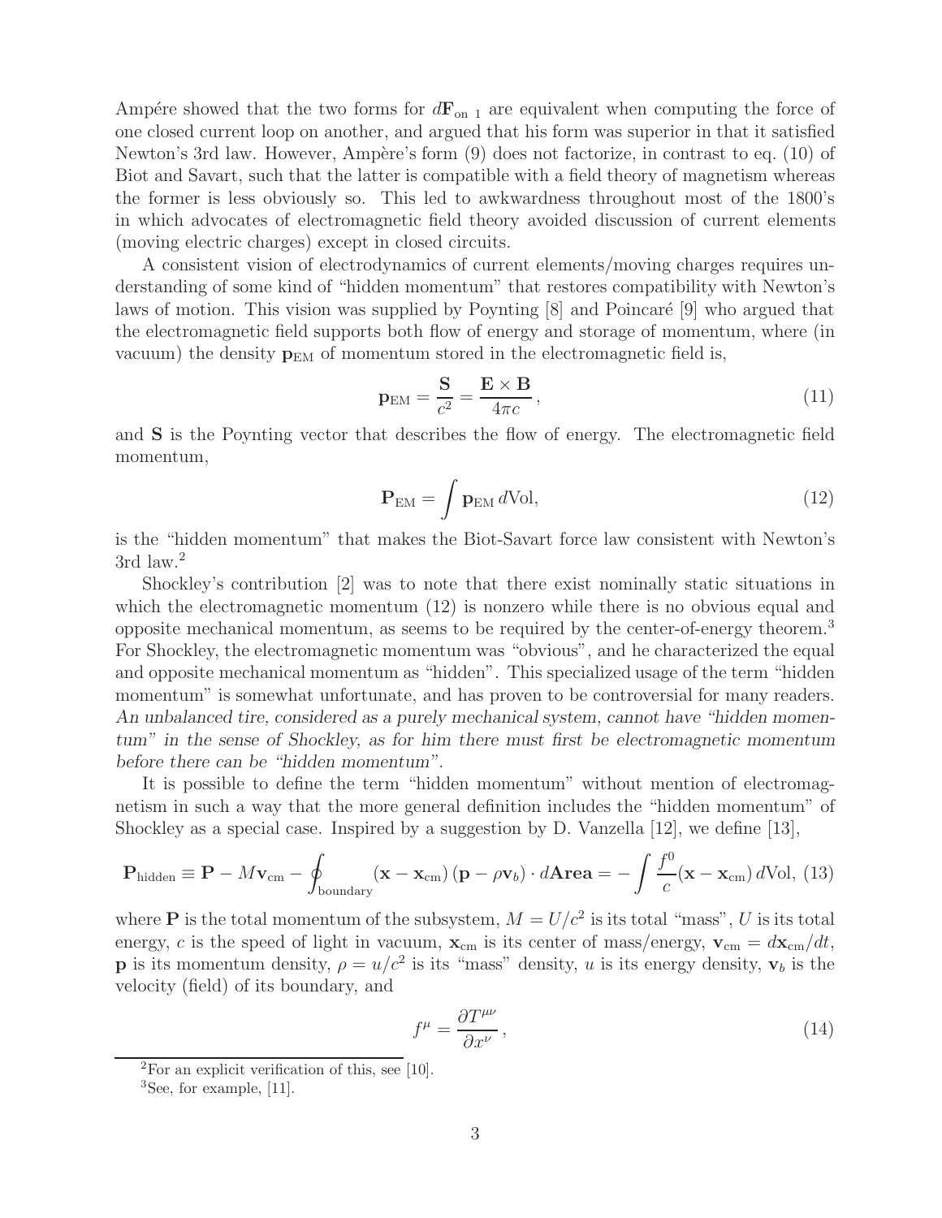Ampére showed that the two forms for $d\mathbf{F}_{\text{on }1}$ are equivalent when computing the force of one closed current loop on another, and argued that his form was superior in that it satisfied Newton's 3rd law. However, Ampère's form (9) does not factorize, in contrast to eq. (10) of Biot and Savart, such that the latter is compatible with a field theory of magnetism whereas the former is less obviously so. This led to awkwardness throughout most of the 1800's in which advocates of electromagnetic field theory avoided discussion of current elements (moving electric charges) except in closed circuits.

A consistent vision of electrodynamics of current elements/moving charges requires understanding of some kind of "hidden momentum" that restores compatibility with Newton's laws of motion. This vision was supplied by Poynting [8] and Poincaré [9] who argued that the electromagnetic field supports both flow of energy and storage of momentum, where (in vacuum) the density $\mathbf{p}_{\text{EM}}$ of momentum stored in the electromagnetic field is,

$$\mathbf{p}_{\text{EM}} = \frac{\mathbf{S}}{c^2} = \frac{\mathbf{E} \times \mathbf{B}}{4\pi c}, \tag{11}$$

and $\mathbf{S}$ is the Poynting vector that describes the flow of energy. The electromagnetic field momentum,

$$\mathbf{P}_{\text{EM}} = \int \mathbf{p}_{\text{EM}} \, d\text{Vol}, \tag{12}$$

is the "hidden momentum" that makes the Biot-Savart force law consistent with Newton's 3rd law.[2]

Shockley's contribution [2] was to note that there exist nominally static situations in which the electromagnetic momentum (12) is nonzero while there is no obvious equal and opposite mechanical momentum, as seems to be required by the center-of-energy theorem.[3] For Shockley, the electromagnetic momentum was "obvious", and he characterized the equal and opposite mechanical momentum as "hidden". This specialized usage of the term "hidden momentum" is somewhat unfortunate, and has proven to be controversial for many readers. *An unbalanced tire, considered as a purely mechanical system, cannot have "hidden momentum" in the sense of Shockley, as for him there must first be electromagnetic momentum before there can be "hidden momentum".*

It is possible to define the term "hidden momentum" without mention of electromagnetism in such a way that the more general definition includes the "hidden momentum" of Shockley as a special case. Inspired by a suggestion by D. Vanzella [12], we define [13],

$$\mathbf{P}_{\text{hidden}} \equiv \mathbf{P} - M\mathbf{v}_{\text{cm}} - \oint_{\text{boundary}} (\mathbf{x} - \mathbf{x}_{\text{cm}}) \, (\mathbf{p} - \rho \mathbf{v}_b) \cdot d\mathbf{Area} = - \int \frac{f^0}{c} (\mathbf{x} - \mathbf{x}_{\text{cm}}) \, d\text{Vol}, \tag{13}$$

where $\mathbf{P}$ is the total momentum of the subsystem, $M = U/c^2$ is its total "mass", $U$ is its total energy, $c$ is the speed of light in vacuum, $\mathbf{x}_{\text{cm}}$ is its center of mass/energy, $\mathbf{v}_{\text{cm}} = d\mathbf{x}_{\text{cm}}/dt$, $\mathbf{p}$ is its momentum density, $\rho = u/c^2$ is its "mass" density, $u$ is its energy density, $\mathbf{v}_b$ is the velocity (field) of its boundary, and

$$f^\mu = \frac{\partial T^{\mu\nu}}{\partial x^\nu}, \tag{14}$$

[2] For an explicit verification of this, see [10].

[3] See, for example, [11].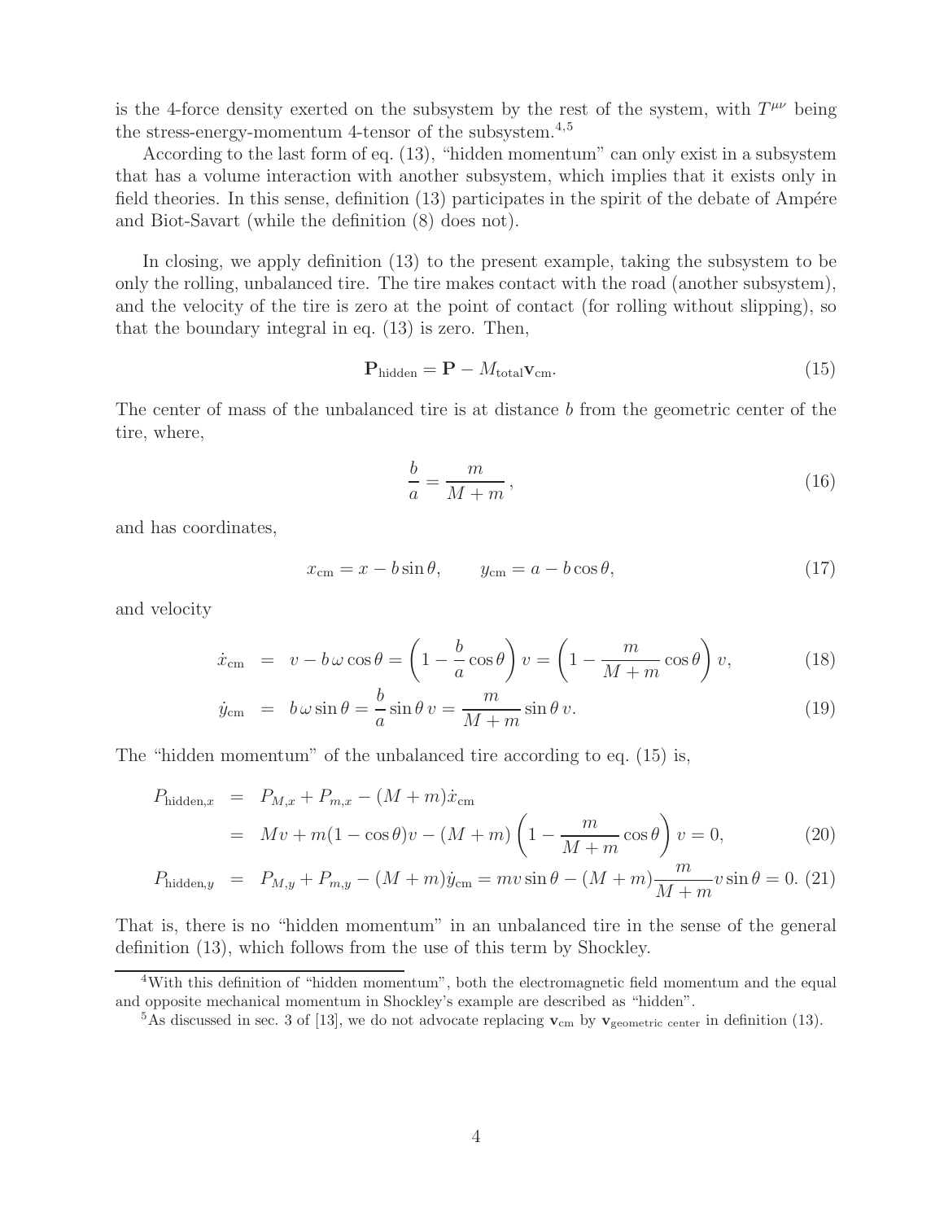is the 4-force density exerted on the subsystem by the rest of the system, with $T^{\mu\nu}$ being the stress-energy-momentum 4-tensor of the subsystem.[4,5]

According to the last form of eq. (13), "hidden momentum" can only exist in a subsystem that has a volume interaction with another subsystem, which implies that it exists only in field theories. In this sense, definition (13) participates in the spirit of the debate of Ampére and Biot-Savart (while the definition (8) does not).

In closing, we apply definition (13) to the present example, taking the subsystem to be only the rolling, unbalanced tire. The tire makes contact with the road (another subsystem), and the velocity of the tire is zero at the point of contact (for rolling without slipping), so that the boundary integral in eq. (13) is zero. Then,

$$\mathbf{P}_{\rm hidden} = \mathbf{P} - M_{\rm total}\mathbf{v}_{\rm cm}. \tag{15}$$

The center of mass of the unbalanced tire is at distance $b$ from the geometric center of the tire, where,

$$\frac{b}{a} = \frac{m}{M+m}\,, \tag{16}$$

and has coordinates,

$$x_{\rm cm} = x - b\sin\theta, \qquad y_{\rm cm} = a - b\cos\theta, \tag{17}$$

and velocity

$$\dot{x}_{\rm cm} = v - b\,\omega\cos\theta = \left(1 - \frac{b}{a}\cos\theta\right)v = \left(1 - \frac{m}{M+m}\cos\theta\right)v, \tag{18}$$

$$\dot{y}_{\rm cm} = b\,\omega\sin\theta = \frac{b}{a}\sin\theta\, v = \frac{m}{M+m}\sin\theta\, v. \tag{19}$$

The "hidden momentum" of the unbalanced tire according to eq. (15) is,

$$\begin{aligned} P_{{\rm hidden},x} &= P_{M,x} + P_{m,x} - (M+m)\dot{x}_{\rm cm} \\ &= Mv + m(1-\cos\theta)v - (M+m)\left(1 - \frac{m}{M+m}\cos\theta\right)v = 0, \end{aligned} \tag{20}$$

$$P_{{\rm hidden},y} = P_{M,y} + P_{m,y} - (M+m)\dot{y}_{\rm cm} = mv\sin\theta - (M+m)\frac{m}{M+m}v\sin\theta = 0. \tag{21}$$

That is, there is no "hidden momentum" in an unbalanced tire in the sense of the general definition (13), which follows from the use of this term by Shockley.

[4] With this definition of "hidden momentum", both the electromagnetic field momentum and the equal and opposite mechanical momentum in Shockley's example are described as "hidden".

[5] As discussed in sec. 3 of [13], we do not advocate replacing $\mathbf{v}_{\rm cm}$ by $\mathbf{v}_{\rm geometric\ center}$ in definition (13).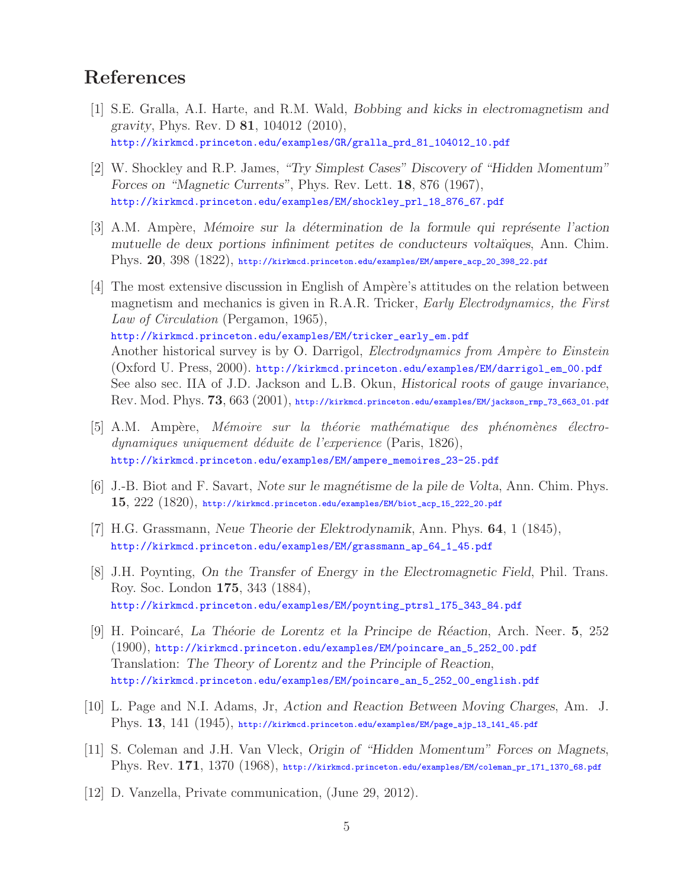# References

[1] S.E. Gralla, A.I. Harte, and R.M. Wald, *Bobbing and kicks in electromagnetism and gravity*, Phys. Rev. D **81**, 104012 (2010), http://kirkmcd.princeton.edu/examples/GR/gralla_prd_81_104012_10.pdf

[2] W. Shockley and R.P. James, *"Try Simplest Cases" Discovery of "Hidden Momentum" Forces on "Magnetic Currents"*, Phys. Rev. Lett. **18**, 876 (1967), http://kirkmcd.princeton.edu/examples/EM/shockley_prl_18_876_67.pdf

[3] A.M. Ampère, *Mémoire sur la détermination de la formule qui représente l'action mutuelle de deux portions infiniment petites de conducteurs voltaïques*, Ann. Chim. Phys. **20**, 398 (1822), http://kirkmcd.princeton.edu/examples/EM/ampere_acp_20_398_22.pdf

[4] The most extensive discussion in English of Ampère's attitudes on the relation between magnetism and mechanics is given in R.A.R. Tricker, *Early Electrodynamics, the First Law of Circulation* (Pergamon, 1965), http://kirkmcd.princeton.edu/examples/EM/tricker_early_em.pdf
Another historical survey is by O. Darrigol, *Electrodynamics from Ampère to Einstein* (Oxford U. Press, 2000). http://kirkmcd.princeton.edu/examples/EM/darrigol_em_00.pdf
See also sec. IIA of J.D. Jackson and L.B. Okun, *Historical roots of gauge invariance*, Rev. Mod. Phys. **73**, 663 (2001), http://kirkmcd.princeton.edu/examples/EM/jackson_rmp_73_663_01.pdf

[5] A.M. Ampère, *Mémoire sur la théorie mathématique des phénomènes électrodynamiques uniquement déduite de l'experience* (Paris, 1826), http://kirkmcd.princeton.edu/examples/EM/ampere_memoires_23-25.pdf

[6] J.-B. Biot and F. Savart, *Note sur le magnétisme de la pile de Volta*, Ann. Chim. Phys. **15**, 222 (1820), http://kirkmcd.princeton.edu/examples/EM/biot_acp_15_222_20.pdf

[7] H.G. Grassmann, *Neue Theorie der Elektrodynamik*, Ann. Phys. **64**, 1 (1845), http://kirkmcd.princeton.edu/examples/EM/grassmann_ap_64_1_45.pdf

[8] J.H. Poynting, *On the Transfer of Energy in the Electromagnetic Field*, Phil. Trans. Roy. Soc. London **175**, 343 (1884), http://kirkmcd.princeton.edu/examples/EM/poynting_ptrsl_175_343_84.pdf

[9] H. Poincaré, *La Théorie de Lorentz et la Principe de Réaction*, Arch. Neer. **5**, 252 (1900), http://kirkmcd.princeton.edu/examples/EM/poincare_an_5_252_00.pdf
Translation: *The Theory of Lorentz and the Principle of Reaction*, http://kirkmcd.princeton.edu/examples/EM/poincare_an_5_252_00_english.pdf

[10] L. Page and N.I. Adams, Jr, *Action and Reaction Between Moving Charges*, Am. J. Phys. **13**, 141 (1945), http://kirkmcd.princeton.edu/examples/EM/page_ajp_13_141_45.pdf

[11] S. Coleman and J.H. Van Vleck, *Origin of "Hidden Momentum" Forces on Magnets*, Phys. Rev. **171**, 1370 (1968), http://kirkmcd.princeton.edu/examples/EM/coleman_pr_171_1370_68.pdf

[12] D. Vanzella, Private communication, (June 29, 2012).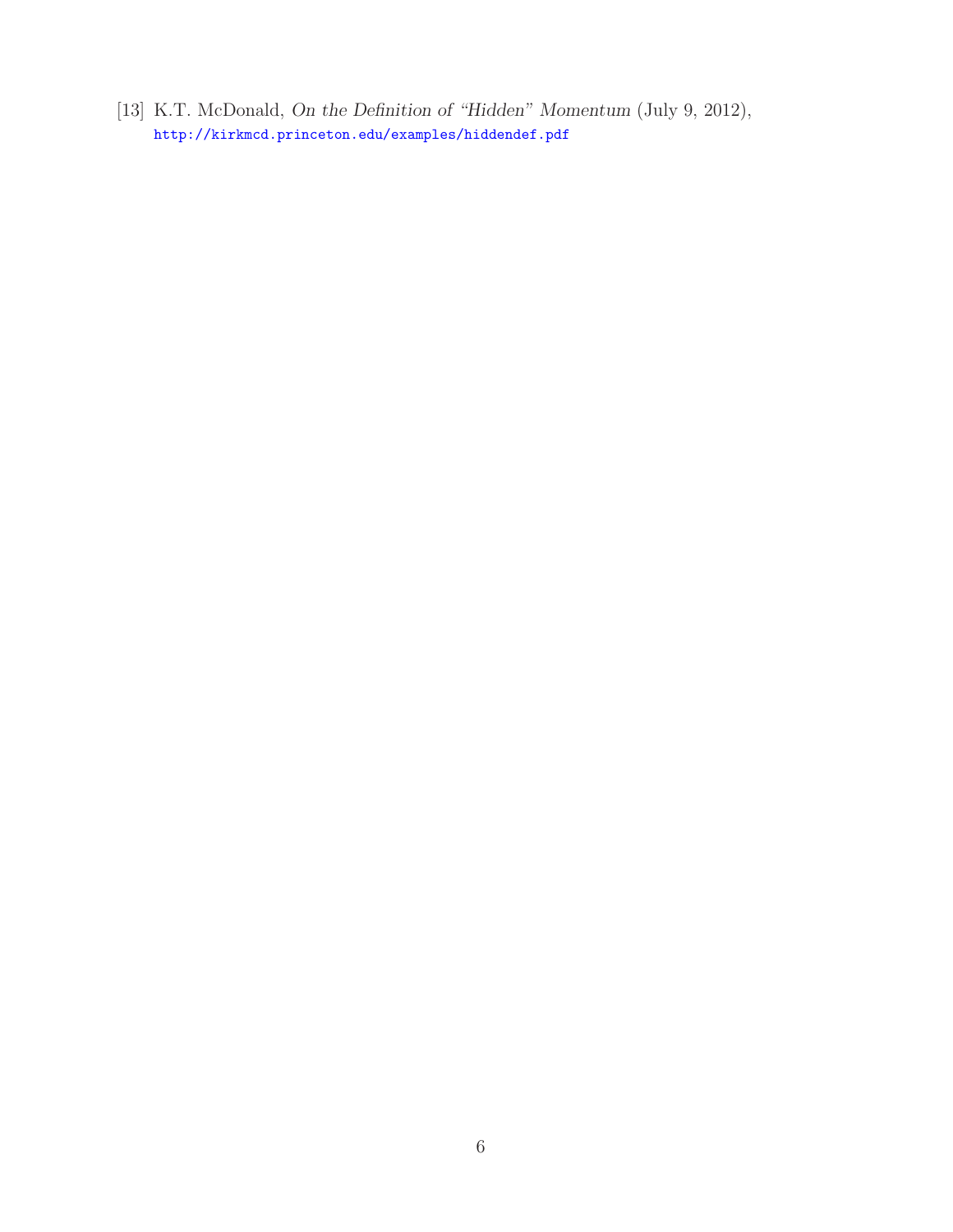[13] K.T. McDonald, *On the Definition of "Hidden" Momentum* (July 9, 2012),
http://kirkmcd.princeton.edu/examples/hiddendef.pdf